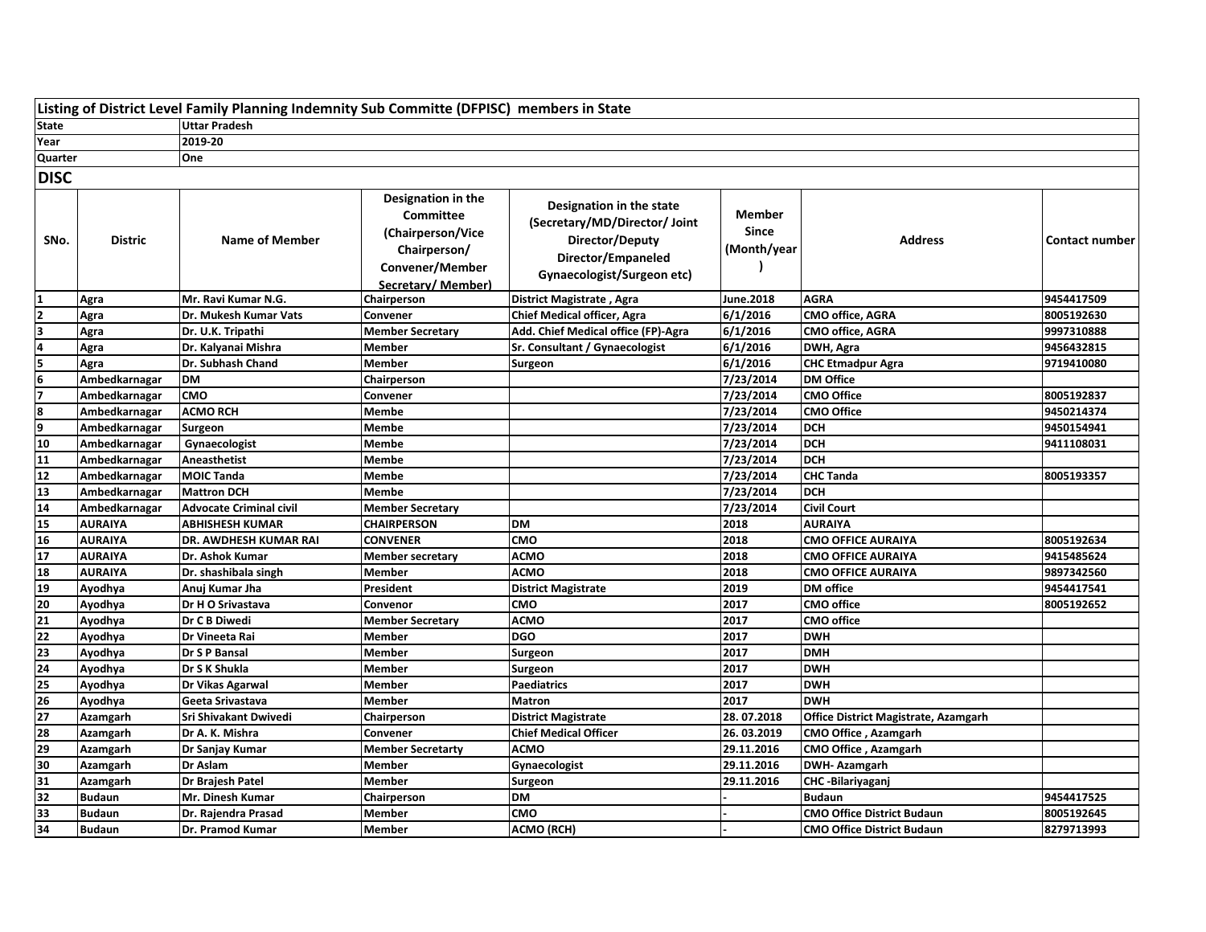## Listing of District Level Family Planning Indemnity Sub Committe (DFPISC) members in State

| | |
|---|---|
| State | Uttar Pradesh |
| Year | 2019-20 |
| Quarter | One |

### DISC

| SNo. | Distric | Name of Member | Designation in the Committee (Chairperson/Vice Chairperson/ Convener/Member Secretary/ Member) | Designation in the state (Secretary/MD/Director/ Joint Director/Deputy Director/Empaneled Gynaecologist/Surgeon etc) | Member Since (Month/year ) | Address | Contact number |
|---|---|---|---|---|---|---|---|
| 1 | Agra | Mr. Ravi Kumar N.G. | Chairperson | District Magistrate , Agra | June.2018 | AGRA | 9454417509 |
| 2 | Agra | Dr. Mukesh Kumar Vats | Convener | Chief Medical officer, Agra | 6/1/2016 | CMO office, AGRA | 8005192630 |
| 3 | Agra | Dr. U.K. Tripathi | Member Secretary | Add. Chief Medical office (FP)-Agra | 6/1/2016 | CMO office, AGRA | 9997310888 |
| 4 | Agra | Dr. Kalyanai Mishra | Member | Sr. Consultant / Gynaecologist | 6/1/2016 | DWH, Agra | 9456432815 |
| 5 | Agra | Dr. Subhash Chand | Member | Surgeon | 6/1/2016 | CHC Etmadpur Agra | 9719410080 |
| 6 | Ambedkarnagar | DM | Chairperson | | 7/23/2014 | DM Office | |
| 7 | Ambedkarnagar | CMO | Convener | | 7/23/2014 | CMO Office | 8005192837 |
| 8 | Ambedkarnagar | ACMO RCH | Membe | | 7/23/2014 | CMO Office | 9450214374 |
| 9 | Ambedkarnagar | Surgeon | Membe | | 7/23/2014 | DCH | 9450154941 |
| 10 | Ambedkarnagar | Gynaecologist | Membe | | 7/23/2014 | DCH | 9411108031 |
| 11 | Ambedkarnagar | Aneasthetist | Membe | | 7/23/2014 | DCH | |
| 12 | Ambedkarnagar | MOIC Tanda | Membe | | 7/23/2014 | CHC Tanda | 8005193357 |
| 13 | Ambedkarnagar | Mattron DCH | Membe | | 7/23/2014 | DCH | |
| 14 | Ambedkarnagar | Advocate Criminal civil | Member Secretary | | 7/23/2014 | Civil Court | |
| 15 | AURAIYA | ABHISHESH KUMAR | CHAIRPERSON | DM | 2018 | AURAIYA | |
| 16 | AURAIYA | DR. AWDHESH KUMAR RAI | CONVENER | CMO | 2018 | CMO OFFICE AURAIYA | 8005192634 |
| 17 | AURAIYA | Dr. Ashok Kumar | Member secretary | ACMO | 2018 | CMO OFFICE AURAIYA | 9415485624 |
| 18 | AURAIYA | Dr. shashibala singh | Member | ACMO | 2018 | CMO OFFICE AURAIYA | 9897342560 |
| 19 | Ayodhya | Anuj Kumar Jha | President | District Magistrate | 2019 | DM office | 9454417541 |
| 20 | Ayodhya | Dr H O Srivastava | Convenor | CMO | 2017 | CMO office | 8005192652 |
| 21 | Ayodhya | Dr C B Diwedi | Member Secretary | ACMO | 2017 | CMO office | |
| 22 | Ayodhya | Dr Vineeta Rai | Member | DGO | 2017 | DWH | |
| 23 | Ayodhya | Dr S P Bansal | Member | Surgeon | 2017 | DMH | |
| 24 | Ayodhya | Dr S K Shukla | Member | Surgeon | 2017 | DWH | |
| 25 | Ayodhya | Dr Vikas Agarwal | Member | Paediatrics | 2017 | DWH | |
| 26 | Ayodhya | Geeta Srivastava | Member | Matron | 2017 | DWH | |
| 27 | Azamgarh | Sri Shivakant Dwivedi | Chairperson | District Magistrate | 28. 07.2018 | Office District Magistrate, Azamgarh | |
| 28 | Azamgarh | Dr A. K. Mishra | Convener | Chief Medical Officer | 26. 03.2019 | CMO Office , Azamgarh | |
| 29 | Azamgarh | Dr Sanjay Kumar | Member Secretarty | ACMO | 29.11.2016 | CMO Office , Azamgarh | |
| 30 | Azamgarh | Dr Aslam | Member | Gynaecologist | 29.11.2016 | DWH- Azamgarh | |
| 31 | Azamgarh | Dr Brajesh Patel | Member | Surgeon | 29.11.2016 | CHC -Bilariyaganj | |
| 32 | Budaun | Mr. Dinesh Kumar | Chairperson | DM | - | Budaun | 9454417525 |
| 33 | Budaun | Dr. Rajendra Prasad | Member | CMO | - | CMO Office District Budaun | 8005192645 |
| 34 | Budaun | Dr. Pramod Kumar | Member | ACMO (RCH) | - | CMO Office District Budaun | 8279713993 |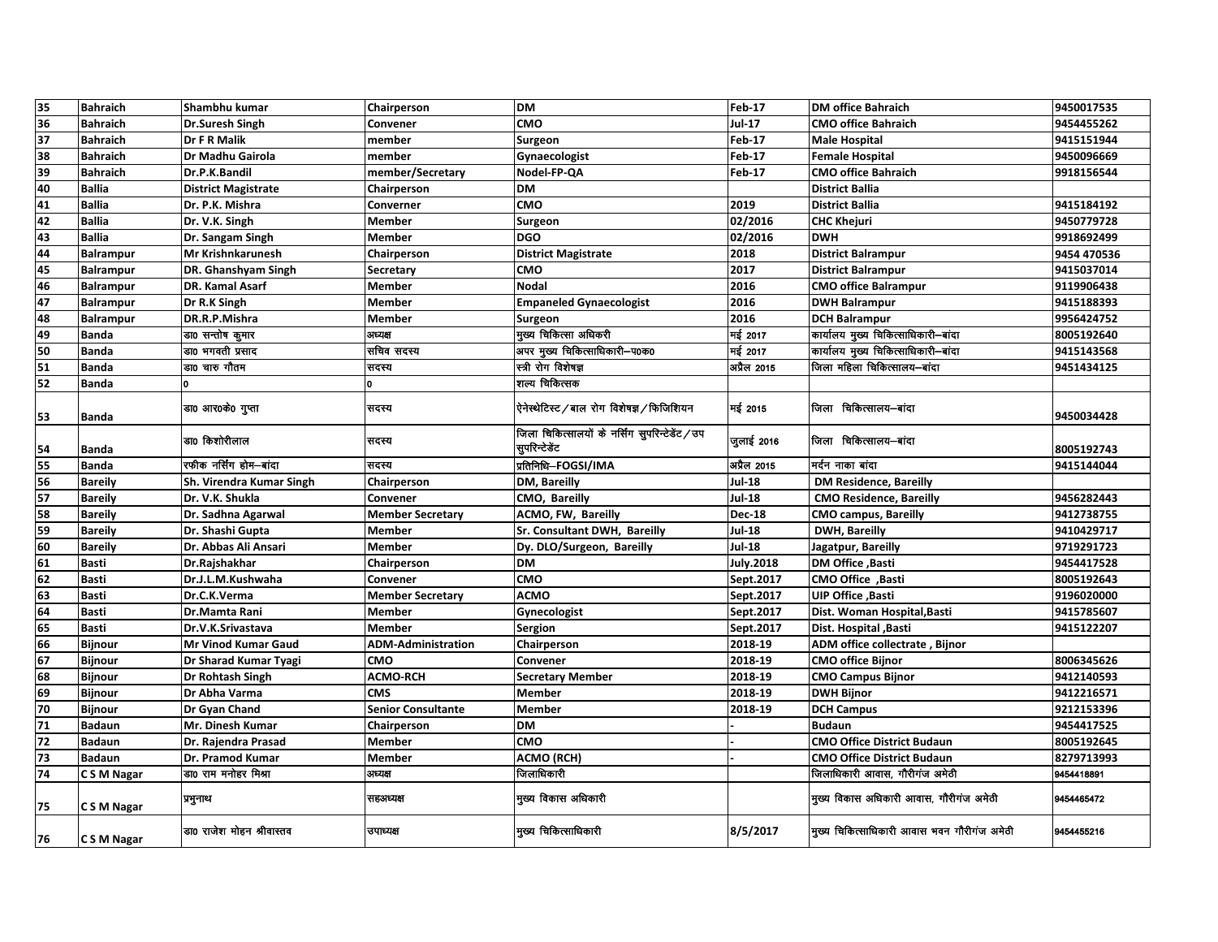| 35 | Bahraich | Shambhu kumar | Chairperson | DM | Feb-17 | DM office Bahraich | 9450017535 |
|---|---|---|---|---|---|---|---|
| 36 | Bahraich | Dr.Suresh Singh | Convener | CMO | Jul-17 | CMO office Bahraich | 9454455262 |
| 37 | Bahraich | Dr F R Malik | member | Surgeon | Feb-17 | Male Hospital | 9415151944 |
| 38 | Bahraich | Dr Madhu Gairola | member | Gynaecologist | Feb-17 | Female Hospital | 9450096669 |
| 39 | Bahraich | Dr.P.K.Bandil | member/Secretary | Nodel-FP-QA | Feb-17 | CMO office Bahraich | 9918156544 |
| 40 | Ballia | District Magistrate | Chairperson | DM | | District Ballia | |
| 41 | Ballia | Dr. P.K. Mishra | Converner | CMO | 2019 | District Ballia | 9415184192 |
| 42 | Ballia | Dr. V.K. Singh | Member | Surgeon | 02/2016 | CHC Khejuri | 9450779728 |
| 43 | Ballia | Dr. Sangam Singh | Member | DGO | 02/2016 | DWH | 9918692499 |
| 44 | Balrampur | Mr Krishnkarunesh | Chairperson | District Magistrate | 2018 | District Balrampur | 9454 470536 |
| 45 | Balrampur | DR. Ghanshyam Singh | Secretary | CMO | 2017 | District Balrampur | 9415037014 |
| 46 | Balrampur | DR. Kamal Asarf | Member | Nodal | 2016 | CMO office Balrampur | 9119906438 |
| 47 | Balrampur | Dr R.K Singh | Member | Empaneled Gynaecologist | 2016 | DWH Balrampur | 9415188393 |
| 48 | Balrampur | DR.R.P.Mishra | Member | Surgeon | 2016 | DCH Balrampur | 9956424752 |
| 49 | Banda | डा0 सन्तोष कुमार | अध्यक्ष | मुख्य चिकित्सा अधिकरी | मई 2017 | कार्यालय मुख्य चिकित्साधिकारी–बांदा | 8005192640 |
| 50 | Banda | डा0 भगवती प्रसाद | सचिव सदस्य | अपर मुख्य चिकित्साधिकारी–प0क0 | मई 2017 | कार्यालय मुख्य चिकित्साधिकारी–बांदा | 9415143568 |
| 51 | Banda | डा0 चारु गौतम | सदस्य | स्त्री रोग विशेषज्ञ | अप्रैल 2015 | जिला महिला चिकित्सालय–बांदा | 9451434125 |
| 52 | Banda | 0 | 0 | शल्य चिकित्सक | | | |
| 53 | Banda | डा0 आर0के0 गुप्ता | सदस्य | ऐनेस्थेटिस्ट / बाल रोग विशेषज्ञ / फिजिशियन | मई 2015 | जिला चिकित्सालय–बांदा | 9450034428 |
| 54 | Banda | डा0 किशोरीलाल | सदस्य | जिला चिकित्सालयों के नर्सिंग सुपरिन्टेडेंट / उप सुपरिन्टेडेंट | जुलाई 2016 | जिला चिकित्सालय–बांदा | 8005192743 |
| 55 | Banda | रफीक नर्सिंग होम–बांदा | सदस्य | प्रतिनिधि–FOGSI/IMA | अप्रैल 2015 | मर्दन नाका बांदा | 9415144044 |
| 56 | Bareily | Sh. Virendra Kumar Singh | Chairperson | DM, Bareilly | Jul-18 | DM Residence, Bareilly | |
| 57 | Bareily | Dr. V.K. Shukla | Convener | CMO, Bareilly | Jul-18 | CMO Residence, Bareilly | 9456282443 |
| 58 | Bareily | Dr. Sadhna Agarwal | Member Secretary | ACMO, FW, Bareilly | Dec-18 | CMO campus, Bareilly | 9412738755 |
| 59 | Bareily | Dr. Shashi Gupta | Member | Sr. Consultant DWH, Bareilly | Jul-18 | DWH, Bareilly | 9410429717 |
| 60 | Bareily | Dr. Abbas Ali Ansari | Member | Dy. DLO/Surgeon, Bareilly | Jul-18 | Jagatpur, Bareilly | 9719291723 |
| 61 | Basti | Dr.Rajshakhar | Chairperson | DM | July.2018 | DM Office ,Basti | 9454417528 |
| 62 | Basti | Dr.J.L.M.Kushwaha | Convener | CMO | Sept.2017 | CMO Office ,Basti | 8005192643 |
| 63 | Basti | Dr.C.K.Verma | Member Secretary | ACMO | Sept.2017 | UIP Office ,Basti | 9196020000 |
| 64 | Basti | Dr.Mamta Rani | Member | Gynecologist | Sept.2017 | Dist. Woman Hospital,Basti | 9415785607 |
| 65 | Basti | Dr.V.K.Srivastava | Member | Sergion | Sept.2017 | Dist. Hospital ,Basti | 9415122207 |
| 66 | Bijnour | Mr Vinod Kumar Gaud | ADM-Administration | Chairperson | 2018-19 | ADM office collectrate , Bijnor | |
| 67 | Bijnour | Dr Sharad Kumar Tyagi | CMO | Convener | 2018-19 | CMO office Bijnor | 8006345626 |
| 68 | Bijnour | Dr Rohtash Singh | ACMO-RCH | Secretary Member | 2018-19 | CMO Campus Bijnor | 9412140593 |
| 69 | Bijnour | Dr Abha Varma | CMS | Member | 2018-19 | DWH Bijnor | 9412216571 |
| 70 | Bijnour | Dr Gyan Chand | Senior Consultante | Member | 2018-19 | DCH Campus | 9212153396 |
| 71 | Badaun | Mr. Dinesh Kumar | Chairperson | DM | - | Budaun | 9454417525 |
| 72 | Badaun | Dr. Rajendra Prasad | Member | CMO | - | CMO Office District Budaun | 8005192645 |
| 73 | Badaun | Dr. Pramod Kumar | Member | ACMO (RCH) | - | CMO Office District Budaun | 8279713993 |
| 74 | C S M Nagar | डा0 राम मनोहर मिश्रा | अध्यक्ष | जिलाधिकारी | | जिलाधिकारी आवास, गौरीगंज अमेठी | 9454418891 |
| 75 | C S M Nagar | प्रभुनाथ | सहअध्यक्ष | मुख्य विकास अधिकारी | | मुख्य विकास अधिकारी आवास, गौरीगंज अमेठी | 9454465472 |
| 76 | C S M Nagar | डा0 राजेश मोहन श्रीवास्तव | उपाध्यक्ष | मुख्य चिकित्साधिकारी | 8/5/2017 | मुख्य चिकित्साधिकारी आवास भवन गौरीगंज अमेठी | 9454455216 |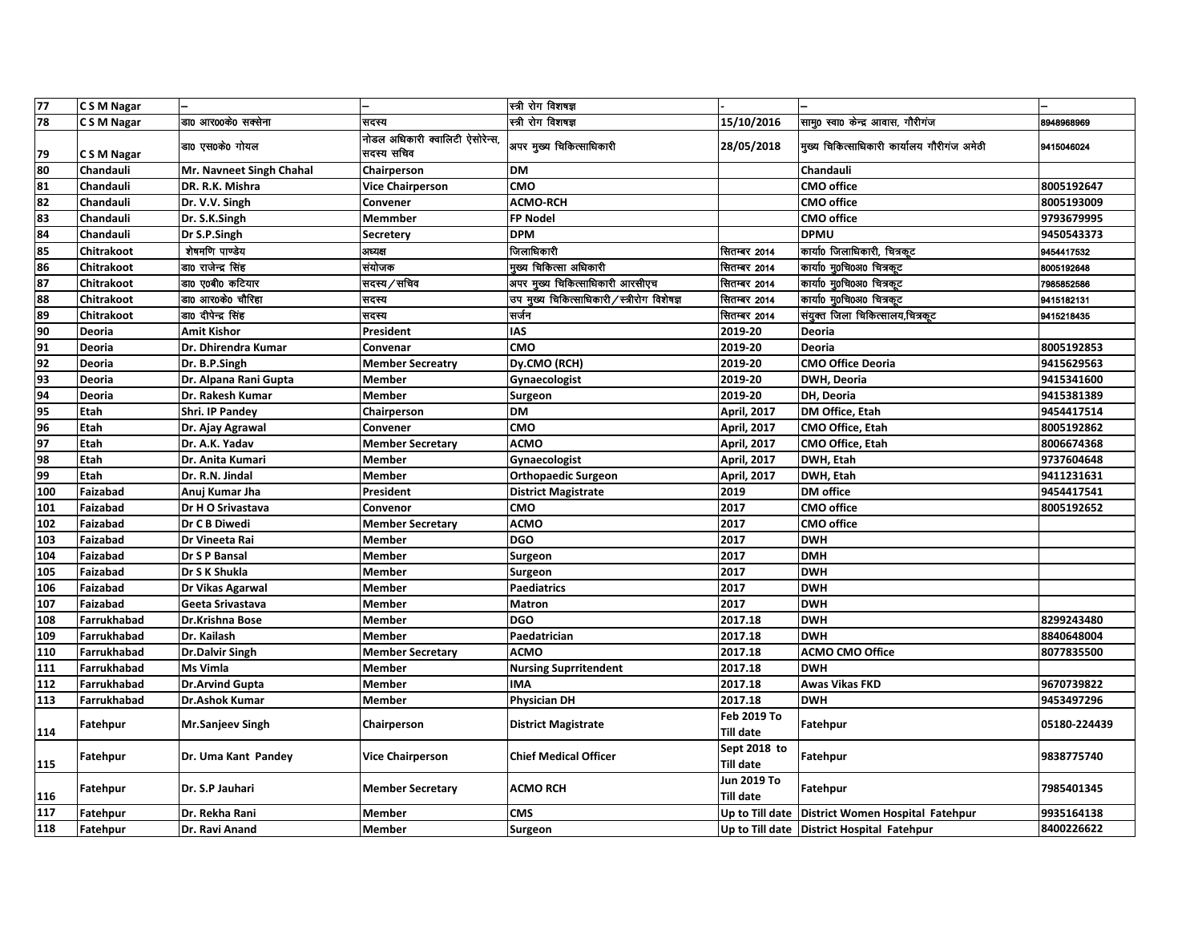| 77 | C S M Nagar | – | – | स्त्री रोग विशषज्ञ | - | – | – |
|---|---|---|---|---|---|---|---|
| 78 | C S M Nagar | डा0 आर00के0 सक्सेना | सदस्य | स्त्री रोग विशषज्ञ | 15/10/2016 | सामु0 स्वा0 केन्द्र आवास, गौरीगंज | 8948968969 |
| 79 | C S M Nagar | डा0 एस0के0 गोयल | नोडल अधिकारी क्वालिटी ऐसोरेन्स, सदस्य सचिव | अपर मुख्य चिकित्साधिकारी | 28/05/2018 | मुख्य चिकित्साधिकारी कार्यालय गौरीगंज अमेठी | 9415046024 |
| 80 | Chandauli | Mr. Navneet Singh Chahal | Chairperson | DM | | Chandauli | |
| 81 | Chandauli | DR. R.K. Mishra | Vice Chairperson | CMO | | CMO office | 8005192647 |
| 82 | Chandauli | Dr. V.V. Singh | Convener | ACMO-RCH | | CMO office | 8005193009 |
| 83 | Chandauli | Dr. S.K.Singh | Memmber | FP Nodel | | CMO office | 9793679995 |
| 84 | Chandauli | Dr S.P.Singh | Secretery | DPM | | DPMU | 9450543373 |
| 85 | Chitrakoot | शेषमणि पाण्डेय | अध्यक्ष | जिलाधिकारी | सितम्बर 2014 | कार्या0 जिलाधिकारी, चित्रकूट | 9454417532 |
| 86 | Chitrakoot | डा0 राजेन्द्र सिंह | संयोजक | मुख्य चिकित्सा अधिकारी | सितम्बर 2014 | कार्या0 मु0चि0अ0 चित्रकूट | 8005192648 |
| 87 | Chitrakoot | डा0 ए0बी0 कटियार | सदस्य/सचिव | अपर मुख्य चिकित्साधिकारी आरसीएच | सितम्बर 2014 | कार्या0 मु0चि0अ0 चित्रकूट | 7985852586 |
| 88 | Chitrakoot | डा0 आर0के0 चौरिहा | सदस्य | उप मुख्य चिकित्साधिकारी/स्त्रीरोग विशेषज्ञ | सितम्बर 2014 | कार्या0 मु0चि0अ0 चित्रकूट | 9415182131 |
| 89 | Chitrakoot | डा0 दीपेन्द्र सिंह | सदस्य | सर्जन | सितम्बर 2014 | संयुक्त जिला चिकित्सालय,चित्रकूट | 9415218435 |
| 90 | Deoria | Amit Kishor | President | IAS | 2019-20 | Deoria | |
| 91 | Deoria | Dr. Dhirendra Kumar | Convenar | CMO | 2019-20 | Deoria | 8005192853 |
| 92 | Deoria | Dr. B.P.Singh | Member Secreatry | Dy.CMO (RCH) | 2019-20 | CMO Office Deoria | 9415629563 |
| 93 | Deoria | Dr. Alpana Rani Gupta | Member | Gynaecologist | 2019-20 | DWH, Deoria | 9415341600 |
| 94 | Deoria | Dr. Rakesh Kumar | Member | Surgeon | 2019-20 | DH, Deoria | 9415381389 |
| 95 | Etah | Shri. IP Pandey | Chairperson | DM | April, 2017 | DM Office, Etah | 9454417514 |
| 96 | Etah | Dr. Ajay Agrawal | Convener | CMO | April, 2017 | CMO Office, Etah | 8005192862 |
| 97 | Etah | Dr. A.K. Yadav | Member Secretary | ACMO | April, 2017 | CMO Office, Etah | 8006674368 |
| 98 | Etah | Dr. Anita Kumari | Member | Gynaecologist | April, 2017 | DWH, Etah | 9737604648 |
| 99 | Etah | Dr. R.N. Jindal | Member | Orthopaedic Surgeon | April, 2017 | DWH, Etah | 9411231631 |
| 100 | Faizabad | Anuj Kumar Jha | President | District Magistrate | 2019 | DM office | 9454417541 |
| 101 | Faizabad | Dr H O Srivastava | Convenor | CMO | 2017 | CMO office | 8005192652 |
| 102 | Faizabad | Dr C B Diwedi | Member Secretary | ACMO | 2017 | CMO office | |
| 103 | Faizabad | Dr Vineeta Rai | Member | DGO | 2017 | DWH | |
| 104 | Faizabad | Dr S P Bansal | Member | Surgeon | 2017 | DMH | |
| 105 | Faizabad | Dr S K Shukla | Member | Surgeon | 2017 | DWH | |
| 106 | Faizabad | Dr Vikas Agarwal | Member | Paediatrics | 2017 | DWH | |
| 107 | Faizabad | Geeta Srivastava | Member | Matron | 2017 | DWH | |
| 108 | Farrukhabad | Dr.Krishna Bose | Member | DGO | 2017.18 | DWH | 8299243480 |
| 109 | Farrukhabad | Dr. Kailash | Member | Paedatrician | 2017.18 | DWH | 8840648004 |
| 110 | Farrukhabad | Dr.Dalvir Singh | Member Secretary | ACMO | 2017.18 | ACMO CMO Office | 8077835500 |
| 111 | Farrukhabad | Ms Vimla | Member | Nursing Suprritendent | 2017.18 | DWH | |
| 112 | Farrukhabad | Dr.Arvind Gupta | Member | IMA | 2017.18 | Awas Vikas FKD | 9670739822 |
| 113 | Farrukhabad | Dr.Ashok Kumar | Member | Physician DH | 2017.18 | DWH | 9453497296 |
| 114 | Fatehpur | Mr.Sanjeev Singh | Chairperson | District Magistrate | Feb 2019 To Till date | Fatehpur | 05180-224439 |
| 115 | Fatehpur | Dr. Uma Kant Pandey | Vice Chairperson | Chief Medical Officer | Sept 2018 to Till date | Fatehpur | 9838775740 |
| 116 | Fatehpur | Dr. S.P Jauhari | Member Secretary | ACMO RCH | Jun 2019 To Till date | Fatehpur | 7985401345 |
| 117 | Fatehpur | Dr. Rekha Rani | Member | CMS | Up to Till date | District Women Hospital Fatehpur | 9935164138 |
| 118 | Fatehpur | Dr. Ravi Anand | Member | Surgeon | Up to Till date | District Hospital Fatehpur | 8400226622 |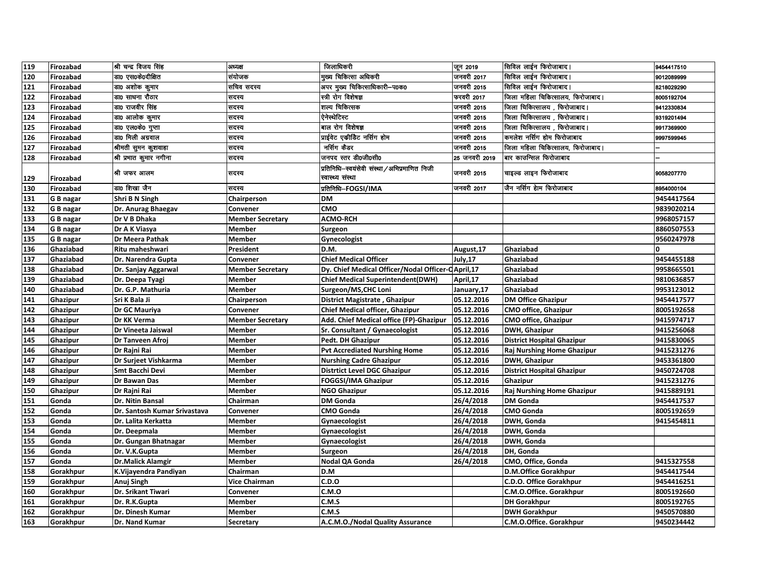| 119 | Firozabad | श्री चन्द्र विजय सिंह | अध्यक्ष | जिलाधिकारी | जून 2019 | सिविल लाईन फिरोजाबाद। | 9454417510 |
|---|---|---|---|---|---|---|---|
| 120 | Firozabad | डा0 एस0के0दीक्षित | संयोजक | मुख्य चिकित्सा अधिकारी | जनवरी 2017 | सिविल लाईन फिरोजाबाद। | 9012089999 |
| 121 | Firozabad | डा0 अशोक कुमार | सचिव सदस्य | अपर मुख्य चिकित्साधिकारी–प0क0 | जनवरी 2015 | सिविल लाईन फिरोजाबाद। | 8218029290 |
| 122 | Firozabad | डा0 साधना रौठार | सदस्य | स्त्री रोग विशेषज्ञ | फरवरी 2017 | जिला महिला चिकित्सालय, फिरोजाबाद। | 8005192704 |
| 123 | Firozabad | डा0 राजवीर सिंह | सदस्य | शल्य चिकित्सक | जनवरी 2015 | जिला चिकित्सालय , फिरोजाबाद। | 9412330834 |
| 124 | Firozabad | डा0 आलोक कुमार | सदस्य | ऐनेस्थेटिस्ट | जनवरी 2015 | जिला चिकित्सालय , फिरोजाबाद। | 9319201494 |
| 125 | Firozabad | डा0 एल0के0 गुप्ता | सदस्य | बाल रोग विशेषज्ञ | जनवरी 2015 | जिला चिकित्सालय , फिरोजाबाद। | 9917369900 |
| 126 | Firozabad | डा0 मिली अग्रवाल | सदस्य | प्राईवेट एक्रीडिट नर्सिंग होम | जनवरी 2015 | कमलेश नर्सिंग होम फिरोजाबाद | 9997599945 |
| 127 | Firozabad | श्रीमती सुमन कुशवाहा | सदस्य | नर्सिंग कैडर | जनवरी 2015 | जिला महिला चिकित्सालय, फिरोजाबाद। | – |
| 128 | Firozabad | श्री प्रभात कुमार नगीना | सदस्य | जनपद स्तर डी0जी0सी0 | 25 जनवरी 2019 | बार काउन्सिल फिरोजाबाद | – |
| 129 | Firozabad | श्री जफर आलम | सदस्य | प्रतिनिधि–स्वयंसेवी संस्था/अभिप्रमाणित निजी स्वास्थ्य संस्था | जनवरी 2015 | चाइल्ड लाइन फिरोजाबाद | 9058207770 |
| 130 | Firozabad | डा0 शिखा जैन | सदस्य | प्रतिनिधि–FOGSI/IMA | जनवरी 2017 | जैन नर्सिंग होम फिरोजाबाद | 8954000104 |
| 131 | G B nagar | Shri B N Singh | Chairperson | DM | | | 9454417564 |
| 132 | G B nagar | Dr. Anurag Bhaegav | Convener | CMO | | | 9839020214 |
| 133 | G B nagar | Dr V B Dhaka | Member Secretary | ACMO-RCH | | | 9968057157 |
| 134 | G B nagar | Dr A K Viasya | Member | Surgeon | | | 8860507553 |
| 135 | G B nagar | Dr Meera Pathak | Member | Gynecologist | | | 9560247978 |
| 136 | Ghaziabad | Ritu maheshwari | President | D.M. | August,17 | Ghaziabad | 0 |
| 137 | Ghaziabad | Dr. Narendra Gupta | Convener | Chief Medical Officer | July,17 | Ghaziabad | 9454455188 |
| 138 | Ghaziabad | Dr. Sanjay Aggarwal | Member Secretary | Dy. Chief Medical Officer/Nodal Officer-C | April,17 | Ghaziabad | 9958665501 |
| 139 | Ghaziabad | Dr. Deepa Tyagi | Member | Chief Medical Superintendent(DWH) | April,17 | Ghaziabad | 9810636857 |
| 140 | Ghaziabad | Dr. G.P. Mathuria | Member | Surgeon/MS,CHC Loni | January,17 | Ghaziabad | 9953123012 |
| 141 | Ghazipur | Sri K Bala Ji | Chairperson | District Magistrate , Ghazipur | 05.12.2016 | DM Office Ghazipur | 9454417577 |
| 142 | Ghazipur | Dr GC Mauriya | Convener | Chief Medical officer, Ghazipur | 05.12.2016 | CMO office, Ghazipur | 8005192658 |
| 143 | Ghazipur | Dr KK Verma | Member Secretary | Add. Chief Medical office (FP)-Ghazipur | 05.12.2016 | CMO office, Ghazipur | 9415974717 |
| 144 | Ghazipur | Dr Vineeta Jaiswal | Member | Sr. Consultant / Gynaecologist | 05.12.2016 | DWH, Ghazipur | 9415256068 |
| 145 | Ghazipur | Dr Tanveen Afroj | Member | Pedt. DH Ghazipur | 05.12.2016 | District Hospital Ghazipur | 9415830065 |
| 146 | Ghazipur | Dr Rajni Rai | Member | Pvt Accrediated Nurshing Home | 05.12.2016 | Raj Nurshing Home Ghazipur | 9415231276 |
| 147 | Ghazipur | Dr Surjeet Vishkarma | Member | Nurshing Cadre Ghazipur | 05.12.2016 | DWH, Ghazipur | 9453361800 |
| 148 | Ghazipur | Smt Bacchi Devi | Member | Distrtict Level DGC Ghazipur | 05.12.2016 | District Hospital Ghazipur | 9450724708 |
| 149 | Ghazipur | Dr Bawan Das | Member | FOGGSI/IMA Ghazipur | 05.12.2016 | Ghazipur | 9415231276 |
| 150 | Ghazipur | Dr Rajni Rai | Member | NGO Ghazipur | 05.12.2016 | Raj Nurshing Home Ghazipur | 9415889191 |
| 151 | Gonda | Dr. Nitin Bansal | Chairman | DM Gonda | 26/4/2018 | DM Gonda | 9454417537 |
| 152 | Gonda | Dr. Santosh Kumar Srivastava | Convener | CMO Gonda | 26/4/2018 | CMO Gonda | 8005192659 |
| 153 | Gonda | Dr. Lalita Kerkatta | Member | Gynaecologist | 26/4/2018 | DWH, Gonda | 9415454811 |
| 154 | Gonda | Dr. Deepmala | Member | Gynaecologist | 26/4/2018 | DWH, Gonda | |
| 155 | Gonda | Dr. Gungan Bhatnagar | Member | Gynaecologist | 26/4/2018 | DWH, Gonda | |
| 156 | Gonda | Dr. V.K.Gupta | Member | Surgeon | 26/4/2018 | DH, Gonda | |
| 157 | Gonda | Dr.Malick Alamgir | Member | Nodal QA Gonda | 26/4/2018 | CMO, Office, Gonda | 9415327558 |
| 158 | Gorakhpur | K.Vijayendra Pandiyan | Chairman | D.M | | D.M.Office Gorakhpur | 9454417544 |
| 159 | Gorakhpur | Anuj Singh | Vice Chairman | C.D.O | | C.D.O. Office Gorakhpur | 9454416251 |
| 160 | Gorakhpur | Dr. Srikant Tiwari | Convener | C.M.O | | C.M.O.Office. Gorakhpur | 8005192660 |
| 161 | Gorakhpur | Dr. R.K.Gupta | Member | C.M.S | | DH Gorakhpur | 8005192765 |
| 162 | Gorakhpur | Dr. Dinesh Kumar | Member | C.M.S | | DWH Gorakhpur | 9450570880 |
| 163 | Gorakhpur | Dr. Nand Kumar | Secretary | A.C.M.O./Nodal Quality Assurance | | C.M.O.Office. Gorakhpur | 9450234442 |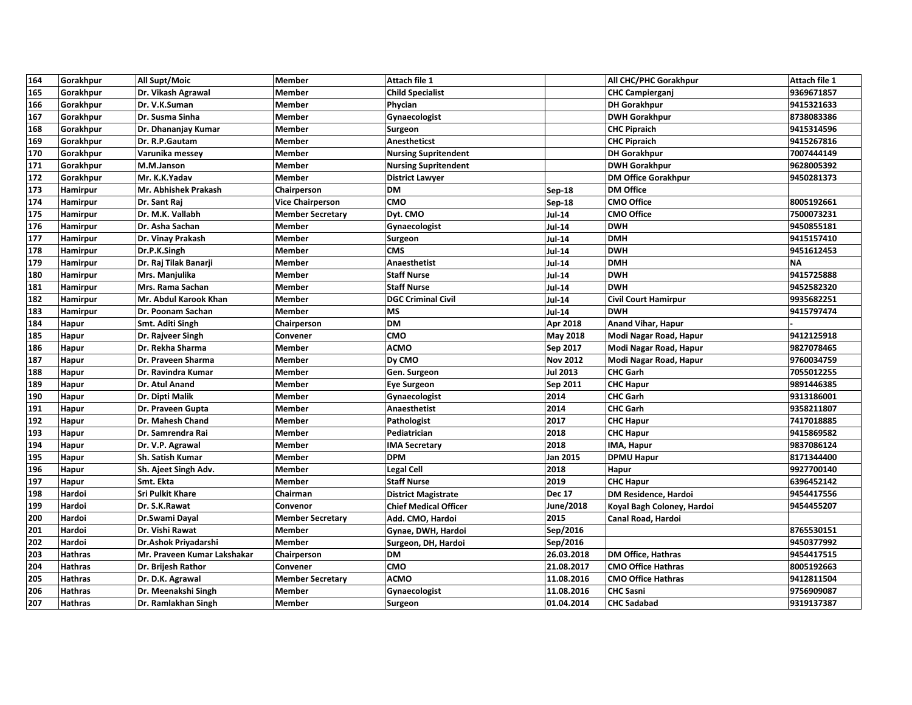| 164 | Gorakhpur | All Supt/Moic | Member | Attach file 1 | | All CHC/PHC Gorakhpur | Attach file 1 |
|---|---|---|---|---|---|---|---|
| 165 | Gorakhpur | Dr. Vikash Agrawal | Member | Child Specialist | | CHC Campierganj | 9369671857 |
| 166 | Gorakhpur | Dr. V.K.Suman | Member | Phycian | | DH Gorakhpur | 9415321633 |
| 167 | Gorakhpur | Dr. Susma Sinha | Member | Gynaecologist | | DWH Gorakhpur | 8738083386 |
| 168 | Gorakhpur | Dr. Dhananjay Kumar | Member | Surgeon | | CHC Pipraich | 9415314596 |
| 169 | Gorakhpur | Dr. R.P.Gautam | Member | Anestheticst | | CHC Pipraich | 9415267816 |
| 170 | Gorakhpur | Varunika messey | Member | Nursing Supritendent | | DH Gorakhpur | 7007444149 |
| 171 | Gorakhpur | M.M.Janson | Member | Nursing Supritendent | | DWH Gorakhpur | 9628005392 |
| 172 | Gorakhpur | Mr. K.K.Yadav | Member | District Lawyer | | DM Office Gorakhpur | 9450281373 |
| 173 | Hamirpur | Mr. Abhishek Prakash | Chairperson | DM | Sep-18 | DM Office | |
| 174 | Hamirpur | Dr. Sant Raj | Vice Chairperson | CMO | Sep-18 | CMO Office | 8005192661 |
| 175 | Hamirpur | Dr. M.K. Vallabh | Member Secretary | Dyt. CMO | Jul-14 | CMO Office | 7500073231 |
| 176 | Hamirpur | Dr. Asha Sachan | Member | Gynaecologist | Jul-14 | DWH | 9450855181 |
| 177 | Hamirpur | Dr. Vinay Prakash | Member | Surgeon | Jul-14 | DMH | 9415157410 |
| 178 | Hamirpur | Dr.P.K.Singh | Member | CMS | Jul-14 | DWH | 9451612453 |
| 179 | Hamirpur | Dr. Raj Tilak Banarji | Member | Anaesthetist | Jul-14 | DMH | NA |
| 180 | Hamirpur | Mrs. Manjulika | Member | Staff Nurse | Jul-14 | DWH | 9415725888 |
| 181 | Hamirpur | Mrs. Rama Sachan | Member | Staff Nurse | Jul-14 | DWH | 9452582320 |
| 182 | Hamirpur | Mr. Abdul Karook Khan | Member | DGC Criminal Civil | Jul-14 | Civil Court Hamirpur | 9935682251 |
| 183 | Hamirpur | Dr. Poonam Sachan | Member | MS | Jul-14 | DWH | 9415797474 |
| 184 | Hapur | Smt. Aditi Singh | Chairperson | DM | Apr 2018 | Anand Vihar, Hapur | - |
| 185 | Hapur | Dr. Rajveer Singh | Convener | CMO | May 2018 | Modi Nagar Road, Hapur | 9412125918 |
| 186 | Hapur | Dr. Rekha Sharma | Member | ACMO | Sep 2017 | Modi Nagar Road, Hapur | 9827078465 |
| 187 | Hapur | Dr. Praveen Sharma | Member | Dy CMO | Nov 2012 | Modi Nagar Road, Hapur | 9760034759 |
| 188 | Hapur | Dr. Ravindra Kumar | Member | Gen. Surgeon | Jul 2013 | CHC Garh | 7055012255 |
| 189 | Hapur | Dr. Atul Anand | Member | Eye Surgeon | Sep 2011 | CHC Hapur | 9891446385 |
| 190 | Hapur | Dr. Dipti Malik | Member | Gynaecologist | 2014 | CHC Garh | 9313186001 |
| 191 | Hapur | Dr. Praveen Gupta | Member | Anaesthetist | 2014 | CHC Garh | 9358211807 |
| 192 | Hapur | Dr. Mahesh Chand | Member | Pathologist | 2017 | CHC Hapur | 7417018885 |
| 193 | Hapur | Dr. Samrendra Rai | Member | Pediatrician | 2018 | CHC Hapur | 9415869582 |
| 194 | Hapur | Dr. V.P. Agrawal | Member | IMA Secretary | 2018 | IMA, Hapur | 9837086124 |
| 195 | Hapur | Sh. Satish Kumar | Member | DPM | Jan 2015 | DPMU Hapur | 8171344400 |
| 196 | Hapur | Sh. Ajeet Singh Adv. | Member | Legal Cell | 2018 | Hapur | 9927700140 |
| 197 | Hapur | Smt. Ekta | Member | Staff Nurse | 2019 | CHC Hapur | 6396452142 |
| 198 | Hardoi | Sri Pulkit Khare | Chairman | District Magistrate | Dec 17 | DM Residence, Hardoi | 9454417556 |
| 199 | Hardoi | Dr. S.K.Rawat | Convenor | Chief Medical Officer | June/2018 | Koyal Bagh Coloney, Hardoi | 9454455207 |
| 200 | Hardoi | Dr.Swami Dayal | Member Secretary | Add. CMO, Hardoi | 2015 | Canal Road, Hardoi | |
| 201 | Hardoi | Dr. Vishi Rawat | Member | Gynae, DWH, Hardoi | Sep/2016 | | 8765530151 |
| 202 | Hardoi | Dr.Ashok Priyadarshi | Member | Surgeon, DH, Hardoi | Sep/2016 | | 9450377992 |
| 203 | Hathras | Mr. Praveen Kumar Lakshakar | Chairperson | DM | 26.03.2018 | DM Office, Hathras | 9454417515 |
| 204 | Hathras | Dr. Brijesh Rathor | Convener | CMO | 21.08.2017 | CMO Office Hathras | 8005192663 |
| 205 | Hathras | Dr. D.K. Agrawal | Member Secretary | ACMO | 11.08.2016 | CMO Office Hathras | 9412811504 |
| 206 | Hathras | Dr. Meenakshi Singh | Member | Gynaecologist | 11.08.2016 | CHC Sasni | 9756909087 |
| 207 | Hathras | Dr. Ramlakhan Singh | Member | Surgeon | 01.04.2014 | CHC Sadabad | 9319137387 |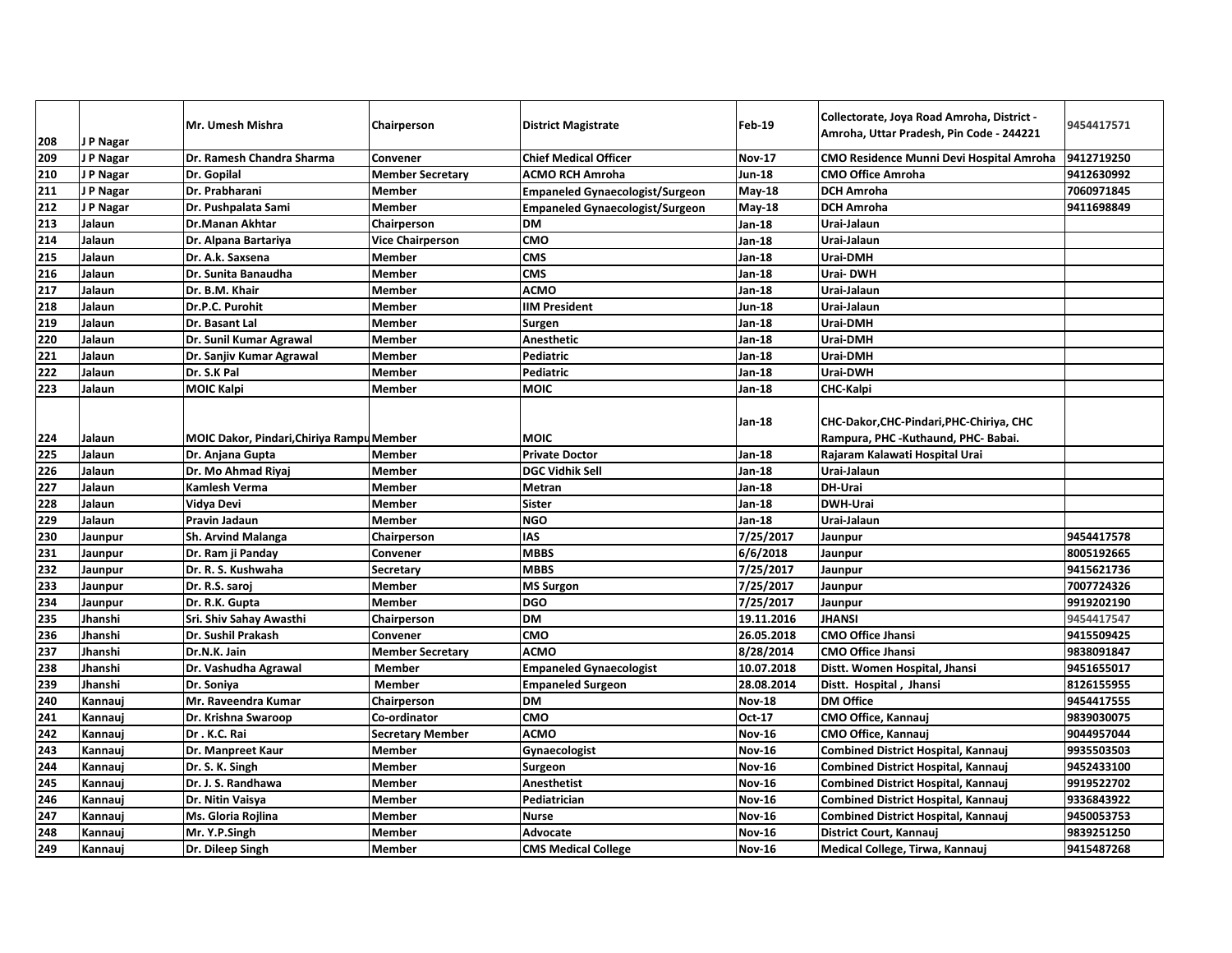| 208 | J P Nagar | Mr. Umesh Mishra | Chairperson | District Magistrate | Feb-19 | Collectorate, Joya Road Amroha, District - Amroha, Uttar Pradesh, Pin Code - 244221 | 9454417571 |
|---|---|---|---|---|---|---|---|
| 209 | J P Nagar | Dr. Ramesh Chandra Sharma | Convener | Chief Medical Officer | Nov-17 | CMO Residence Munni Devi Hospital Amroha | 9412719250 |
| 210 | J P Nagar | Dr. Gopilal | Member Secretary | ACMO RCH Amroha | Jun-18 | CMO Office Amroha | 9412630992 |
| 211 | J P Nagar | Dr. Prabharani | Member | Empaneled Gynaecologist/Surgeon | May-18 | DCH Amroha | 7060971845 |
| 212 | J P Nagar | Dr. Pushpalata Sami | Member | Empaneled Gynaecologist/Surgeon | May-18 | DCH Amroha | 9411698849 |
| 213 | Jalaun | Dr.Manan Akhtar | Chairperson | DM | Jan-18 | Urai-Jalaun | |
| 214 | Jalaun | Dr. Alpana Bartariya | Vice Chairperson | CMO | Jan-18 | Urai-Jalaun | |
| 215 | Jalaun | Dr. A.k. Saxsena | Member | CMS | Jan-18 | Urai-DMH | |
| 216 | Jalaun | Dr. Sunita Banaudha | Member | CMS | Jan-18 | Urai- DWH | |
| 217 | Jalaun | Dr. B.M. Khair | Member | ACMO | Jan-18 | Urai-Jalaun | |
| 218 | Jalaun | Dr.P.C. Purohit | Member | IIM President | Jun-18 | Urai-Jalaun | |
| 219 | Jalaun | Dr. Basant Lal | Member | Surgen | Jan-18 | Urai-DMH | |
| 220 | Jalaun | Dr. Sunil Kumar Agrawal | Member | Anesthetic | Jan-18 | Urai-DMH | |
| 221 | Jalaun | Dr. Sanjiv Kumar Agrawal | Member | Pediatric | Jan-18 | Urai-DMH | |
| 222 | Jalaun | Dr. S.K Pal | Member | Pediatric | Jan-18 | Urai-DWH | |
| 223 | Jalaun | MOIC Kalpi | Member | MOIC | Jan-18 | CHC-Kalpi | |
| 224 | Jalaun | MOIC Dakor, Pindari,Chiriya Rampu | Member | MOIC | Jan-18 | CHC-Dakor,CHC-Pindari,PHC-Chiriya, CHC Rampura, PHC -Kuthaund, PHC- Babai. | |
| 225 | Jalaun | Dr. Anjana Gupta | Member | Private Doctor | Jan-18 | Rajaram Kalawati Hospital Urai | |
| 226 | Jalaun | Dr. Mo Ahmad Riyaj | Member | DGC Vidhik Sell | Jan-18 | Urai-Jalaun | |
| 227 | Jalaun | Kamlesh Verma | Member | Metran | Jan-18 | DH-Urai | |
| 228 | Jalaun | Vidya Devi | Member | Sister | Jan-18 | DWH-Urai | |
| 229 | Jalaun | Pravin Jadaun | Member | NGO | Jan-18 | Urai-Jalaun | |
| 230 | Jaunpur | Sh. Arvind Malanga | Chairperson | IAS | 7/25/2017 | Jaunpur | 9454417578 |
| 231 | Jaunpur | Dr. Ram ji Panday | Convener | MBBS | 6/6/2018 | Jaunpur | 8005192665 |
| 232 | Jaunpur | Dr. R. S. Kushwaha | Secretary | MBBS | 7/25/2017 | Jaunpur | 9415621736 |
| 233 | Jaunpur | Dr. R.S. saroj | Member | MS Surgon | 7/25/2017 | Jaunpur | 7007724326 |
| 234 | Jaunpur | Dr. R.K. Gupta | Member | DGO | 7/25/2017 | Jaunpur | 9919202190 |
| 235 | Jhanshi | Sri. Shiv Sahay Awasthi | Chairperson | DM | 19.11.2016 | JHANSI | 9454417547 |
| 236 | Jhanshi | Dr. Sushil Prakash | Convener | CMO | 26.05.2018 | CMO Office Jhansi | 9415509425 |
| 237 | Jhanshi | Dr.N.K. Jain | Member Secretary | ACMO | 8/28/2014 | CMO Office Jhansi | 9838091847 |
| 238 | Jhanshi | Dr. Vashudha Agrawal | Member | Empaneled Gynaecologist | 10.07.2018 | Distt. Women Hospital, Jhansi | 9451655017 |
| 239 | Jhanshi | Dr. Soniya | Member | Empaneled Surgeon | 28.08.2014 | Distt. Hospital , Jhansi | 8126155955 |
| 240 | Kannauj | Mr. Raveendra Kumar | Chairperson | DM | Nov-18 | DM Office | 9454417555 |
| 241 | Kannauj | Dr. Krishna Swaroop | Co-ordinator | CMO | Oct-17 | CMO Office, Kannauj | 9839030075 |
| 242 | Kannauj | Dr . K.C. Rai | Secretary Member | ACMO | Nov-16 | CMO Office, Kannauj | 9044957044 |
| 243 | Kannauj | Dr. Manpreet Kaur | Member | Gynaecologist | Nov-16 | Combined District Hospital, Kannauj | 9935503503 |
| 244 | Kannauj | Dr. S. K. Singh | Member | Surgeon | Nov-16 | Combined District Hospital, Kannauj | 9452433100 |
| 245 | Kannauj | Dr. J. S. Randhawa | Member | Anesthetist | Nov-16 | Combined District Hospital, Kannauj | 9919522702 |
| 246 | Kannauj | Dr. Nitin Vaisya | Member | Pediatrician | Nov-16 | Combined District Hospital, Kannauj | 9336843922 |
| 247 | Kannauj | Ms. Gloria Rojlina | Member | Nurse | Nov-16 | Combined District Hospital, Kannauj | 9450053753 |
| 248 | Kannauj | Mr. Y.P.Singh | Member | Advocate | Nov-16 | District Court, Kannauj | 9839251250 |
| 249 | Kannauj | Dr. Dileep Singh | Member | CMS Medical College | Nov-16 | Medical College, Tirwa, Kannauj | 9415487268 |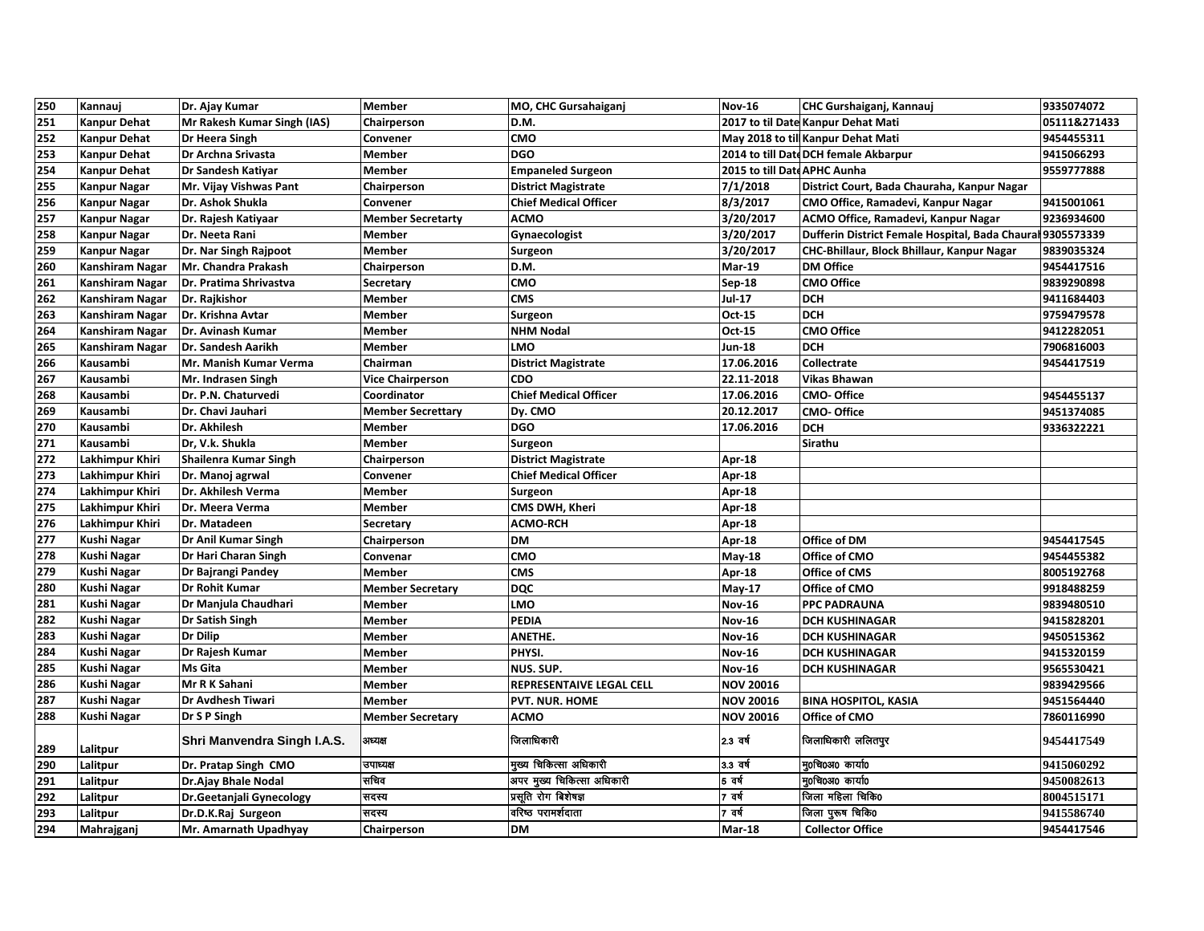| 250 | Kannauj | Dr. Ajay Kumar | Member | MO, CHC Gursahaiganj | Nov-16 | CHC Gurshaiganj, Kannauj | 9335074072 |
|---|---|---|---|---|---|---|---|
| 251 | Kanpur Dehat | Mr Rakesh Kumar Singh (IAS) | Chairperson | D.M. | 2017 to til Date | Kanpur Dehat Mati | 05111&271433 |
| 252 | Kanpur Dehat | Dr Heera Singh | Convener | CMO | May 2018 to til | Kanpur Dehat Mati | 9454455311 |
| 253 | Kanpur Dehat | Dr Archna Srivasta | Member | DGO | 2014 to till Date | DCH female Akbarpur | 9415066293 |
| 254 | Kanpur Dehat | Dr Sandesh Katiyar | Member | Empaneled Surgeon | 2015 to till Date | APHC Aunha | 9559777888 |
| 255 | Kanpur Nagar | Mr. Vijay Vishwas Pant | Chairperson | District Magistrate | 7/1/2018 | District Court, Bada Chauraha, Kanpur Nagar | |
| 256 | Kanpur Nagar | Dr. Ashok Shukla | Convener | Chief Medical Officer | 8/3/2017 | CMO Office, Ramadevi, Kanpur Nagar | 9415001061 |
| 257 | Kanpur Nagar | Dr. Rajesh Katiyaar | Member Secretarty | ACMO | 3/20/2017 | ACMO Office, Ramadevi, Kanpur Nagar | 9236934600 |
| 258 | Kanpur Nagar | Dr. Neeta Rani | Member | Gynaecologist | 3/20/2017 | Dufferin District Female Hospital, Bada Chaura | 9305573339 |
| 259 | Kanpur Nagar | Dr. Nar Singh Rajpoot | Member | Surgeon | 3/20/2017 | CHC-Bhillaur, Block Bhillaur, Kanpur Nagar | 9839035324 |
| 260 | Kanshiram Nagar | Mr. Chandra Prakash | Chairperson | D.M. | Mar-19 | DM Office | 9454417516 |
| 261 | Kanshiram Nagar | Dr. Pratima Shrivastva | Secretary | CMO | Sep-18 | CMO Office | 9839290898 |
| 262 | Kanshiram Nagar | Dr. Rajkishor | Member | CMS | Jul-17 | DCH | 9411684403 |
| 263 | Kanshiram Nagar | Dr. Krishna Avtar | Member | Surgeon | Oct-15 | DCH | 9759479578 |
| 264 | Kanshiram Nagar | Dr. Avinash Kumar | Member | NHM Nodal | Oct-15 | CMO Office | 9412282051 |
| 265 | Kanshiram Nagar | Dr. Sandesh Aarikh | Member | LMO | Jun-18 | DCH | 7906816003 |
| 266 | Kausambi | Mr. Manish Kumar Verma | Chairman | District Magistrate | 17.06.2016 | Collectrate | 9454417519 |
| 267 | Kausambi | Mr. Indrasen Singh | Vice Chairperson | CDO | 22.11-2018 | Vikas Bhawan | |
| 268 | Kausambi | Dr. P.N. Chaturvedi | Coordinator | Chief Medical Officer | 17.06.2016 | CMO- Office | 9454455137 |
| 269 | Kausambi | Dr. Chavi Jauhari | Member Secrettary | Dy. CMO | 20.12.2017 | CMO- Office | 9451374085 |
| 270 | Kausambi | Dr. Akhilesh | Member | DGO | 17.06.2016 | DCH | 9336322221 |
| 271 | Kausambi | Dr, V.k. Shukla | Member | Surgeon | | Sirathu | |
| 272 | Lakhimpur Khiri | Shailenra Kumar Singh | Chairperson | District Magistrate | Apr-18 | | |
| 273 | Lakhimpur Khiri | Dr. Manoj agrwal | Convener | Chief Medical Officer | Apr-18 | | |
| 274 | Lakhimpur Khiri | Dr. Akhilesh Verma | Member | Surgeon | Apr-18 | | |
| 275 | Lakhimpur Khiri | Dr. Meera Verma | Member | CMS DWH, Kheri | Apr-18 | | |
| 276 | Lakhimpur Khiri | Dr. Matadeen | Secretary | ACMO-RCH | Apr-18 | | |
| 277 | Kushi Nagar | Dr Anil Kumar Singh | Chairperson | DM | Apr-18 | Office of DM | 9454417545 |
| 278 | Kushi Nagar | Dr Hari Charan Singh | Convenar | CMO | May-18 | Office of CMO | 9454455382 |
| 279 | Kushi Nagar | Dr Bajrangi Pandey | Member | CMS | Apr-18 | Office of CMS | 8005192768 |
| 280 | Kushi Nagar | Dr Rohit Kumar | Member Secretary | DQC | May-17 | Office of CMO | 9918488259 |
| 281 | Kushi Nagar | Dr Manjula Chaudhari | Member | LMO | Nov-16 | PPC PADRAUNA | 9839480510 |
| 282 | Kushi Nagar | Dr Satish Singh | Member | PEDIA | Nov-16 | DCH KUSHINAGAR | 9415828201 |
| 283 | Kushi Nagar | Dr Dilip | Member | ANETHE. | Nov-16 | DCH KUSHINAGAR | 9450515362 |
| 284 | Kushi Nagar | Dr Rajesh Kumar | Member | PHYSI. | Nov-16 | DCH KUSHINAGAR | 9415320159 |
| 285 | Kushi Nagar | Ms Gita | Member | NUS. SUP. | Nov-16 | DCH KUSHINAGAR | 9565530421 |
| 286 | Kushi Nagar | Mr R K Sahani | Member | REPRESENTAIVE LEGAL CELL | NOV 20016 | | 9839429566 |
| 287 | Kushi Nagar | Dr Avdhesh Tiwari | Member | PVT. NUR. HOME | NOV 20016 | BINA HOSPITOL, KASIA | 9451564440 |
| 288 | Kushi Nagar | Dr S P Singh | Member Secretary | ACMO | NOV 20016 | Office of CMO | 7860116990 |
| 289 | Lalitpur | Shri Manvendra Singh I.A.S. | अध्यक्ष | जिलाधिकारी | 2.3 वर्ष | जिलाधिकारी ललितपुर | 9454417549 |
| 290 | Lalitpur | Dr. Pratap Singh CMO | उपाध्यक्ष | मुख्य चिकित्सा अधिकारी | 3.3 वर्ष | मु0चि0अ0 कार्या0 | 9415060292 |
| 291 | Lalitpur | Dr.Ajay Bhale Nodal | सचिव | अपर मुख्य चिकित्सा अधिकारी | 5 वर्ष | मु0चि0अ0 कार्या0 | 9450082613 |
| 292 | Lalitpur | Dr.Geetanjali Gynecology | सदस्य | प्रसूति रोग विशेषज्ञ | 7 वर्ष | जिला महिला चिकि0 | 8004515171 |
| 293 | Lalitpur | Dr.D.K.Raj Surgeon | सदस्य | वरिष्ठ परामर्शदाता | 7 वर्ष | जिला पुरूष चिकि0 | 9415586740 |
| 294 | Mahrajganj | Mr. Amarnath Upadhyay | Chairperson | DM | Mar-18 | Collector Office | 9454417546 |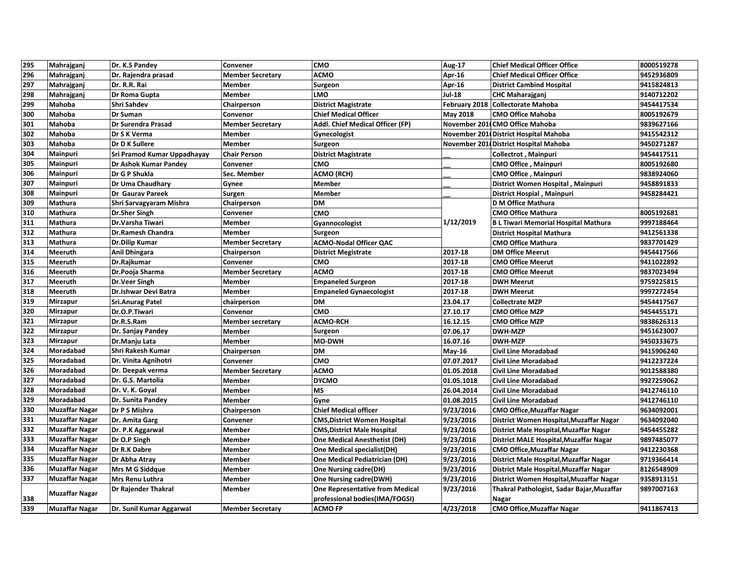| 295 | Mahrajganj | Dr. K.S Pandey | Convener | CMO | Aug-17 | Chief Medical Officer Office | 8000519278 |
|---|---|---|---|---|---|---|---|
| 296 | Mahrajganj | Dr. Rajendra prasad | Member Secretary | ACMO | Apr-16 | Chief Medical Officer Office | 9452936809 |
| 297 | Mahrajganj | Dr. R.R. Rai | Member | Surgeon | Apr-16 | District Cambind Hospital | 9415824813 |
| 298 | Mahrajganj | Dr Roma Gupta | Member | LMO | Jul-18 | CHC Maharajganj | 9140712202 |
| 299 | Mahoba | Shri Sahdev | Chairperson | District Magistrate | February 2018 | Collectorate Mahoba | 9454417534 |
| 300 | Mahoba | Dr Suman | Convenor | Chief Medical Officer | May 2018 | CMO Office Mahoba | 8005192679 |
| 301 | Mahoba | Dr Surendra Prasad | Member Secretary | Addl. Chief Medical Officer (FP) | November 201 | CMO Office Mahoba | 9839627166 |
| 302 | Mahoba | Dr S K Verma | Member | Gynecologist | November 201 | District Hospital Mahoba | 9415542312 |
| 303 | Mahoba | Dr D K Sullere | Member | Surgeon | November 201 | District Hospital Mahoba | 9450271287 |
| 304 | Mainpuri | Sri Pramod Kumar Uppadhayay | Chair Person | District Magistrate | __ | Collectrot , Mainpuri | 9454417511 |
| 305 | Mainpuri | Dr Ashok Kumar Pandey | Convener | CMO | __ | CMO Office , Mainpuri | 8005192680 |
| 306 | Mainpuri | Dr G P Shukla | Sec. Member | ACMO (RCH) | __ | CMO Office , Mainpuri | 9838924060 |
| 307 | Mainpuri | Dr Uma Chaudhary | Gynee | Member | __ | District Women Hospital , Mainpuri | 9458891833 |
| 308 | Mainpuri | Dr Gaurav Pareek | Surgen | Member | __ | District Hospial , Mainpuri | 9458284421 |
| 309 | Mathura | Shri Sarvagyaram Mishra | Chairperson | DM | 1/12/2019 | D M Office Mathura | |
| 310 | Mathura | Dr.Sher Singh | Convener | CMO | | CMO Office Mathura | 8005192681 |
| 311 | Mathura | Dr.Varsha Tiwari | Member | Gyannocologist | | B L Tiwari Memorial Hospital Mathura | 9997188464 |
| 312 | Mathura | Dr.Ramesh Chandra | Member | Surgeon | | District Hospital Mathura | 9412561338 |
| 313 | Mathura | Dr.Dilip Kumar | Member Secretary | ACMO-Nodal Officer QAC | | CMO Office Mathura | 9837701429 |
| 314 | Meeruth | Anil Dhingara | Chairperson | District Megistrate | 2017-18 | DM Office Meerut | 9454417566 |
| 315 | Meeruth | Dr.Rajkumar | Convener | CMO | 2017-18 | CMO Office Meerut | 9411022892 |
| 316 | Meeruth | Dr.Pooja Sharma | Member Secretary | ACMO | 2017-18 | CMO Office Meerut | 9837023494 |
| 317 | Meeruth | Dr.Veer Singh | Member | Empaneled Surgeon | 2017-18 | DWH Meerut | 9759225815 |
| 318 | Meeruth | Dr.Ishwar Devi Batra | Member | Empaneled Gynaecologist | 2017-18 | DWH Meerut | 9997272454 |
| 319 | Mirzapur | Sri.Anurag Patel | chairperson | DM | 23.04.17 | Collectrate MZP | 9454417567 |
| 320 | Mirzapur | Dr.O.P.Tiwari | Convenor | CMO | 27.10.17 | CMO Office MZP | 9454455171 |
| 321 | Mirzapur | Dr.R.S.Ram | Member secretary | ACMO-RCH | 16.12.15 | CMO Office MZP | 9838626313 |
| 322 | Mirzapur | Dr. Sanjay Pandey | Member | Surgeon | 07.06.17 | DWH-MZP | 9451623007 |
| 323 | Mirzapur | Dr.Manju Lata | Member | MO-DWH | 16.07.16 | DWH-MZP | 9450333675 |
| 324 | Moradabad | Shri Rakesh Kumar | Chairperson | DM | May-16 | Civil Line Moradabad | 9415906240 |
| 325 | Moradabad | Dr. Vinita Agnihotri | Convener | CMO | 07.07.2017 | Civil Line Moradabad | 9412237224 |
| 326 | Moradabad | Dr. Deepak verma | Member Secretary | ACMO | 01.05.2018 | Civil Line Moradabad | 9012588380 |
| 327 | Moradabad | Dr. G.S. Martolia | Member | DYCMO | 01.05.1018 | Civil Line Moradabad | 9927259062 |
| 328 | Moradabad | Dr. V. K. Goyal | Member | MS | 26.04.2014 | Civil Line Moradabad | 9412746110 |
| 329 | Moradabad | Dr. Sunita Pandey | Member | Gyne | 01.08.2015 | Civil Line Moradabad | 9412746110 |
| 330 | Muzaffar Nagar | Dr P S Mishra | Chairperson | Chief Medical officer | 9/23/2016 | CMO Office,Muzaffar Nagar | 9634092001 |
| 331 | Muzaffar Nagar | Dr. Amita Garg | Convener | CMS,District Women Hospital | 9/23/2016 | District Women Hospital,Muzaffar Nagar | 9634092040 |
| 332 | Muzaffar Nagar | Dr. P.K Aggarwal | Member | CMS,District Male Hospital | 9/23/2016 | District Male Hospital,Muzaffar Nagar | 9454455282 |
| 333 | Muzaffar Nagar | Dr O.P Singh | Member | One Medical Anesthetist (DH) | 9/23/2016 | District MALE Hospital,Muzaffar Nagar | 9897485077 |
| 334 | Muzaffar Nagar | Dr R.K Dabre | Member | One Medical specialist(DH) | 9/23/2016 | CMO Office,Muzaffar Nagar | 9412230368 |
| 335 | Muzaffar Nagar | Dr Abha Atray | Member | One Medical Pediatrician (DH) | 9/23/2016 | District Male Hospital,Muzaffar Nagar | 9719366414 |
| 336 | Muzaffar Nagar | Mrs M G Siddque | Member | One Nursing cadre(DH) | 9/23/2016 | District Male Hospital,Muzaffar Nagar | 8126548909 |
| 337 | Muzaffar Nagar | Mrs Renu Luthra | Member | One Nursing cadre(DWH) | 9/23/2016 | District Women Hospital,Muzaffar Nagar | 9358913151 |
| 338 | Muzaffar Nagar | Dr Rajender Thakral | Member | One Representative from Medical professional bodies(IMA/FOGSI) | 9/23/2016 | Thakral Pathologist, Sadar Bajar,Muzaffar Nagar | 9897007163 |
| 339 | Muzaffar Nagar | Dr. Sunil Kumar Aggarwal | Member Secretary | ACMO FP | 4/23/2018 | CMO Office,Muzaffar Nagar | 9411867413 |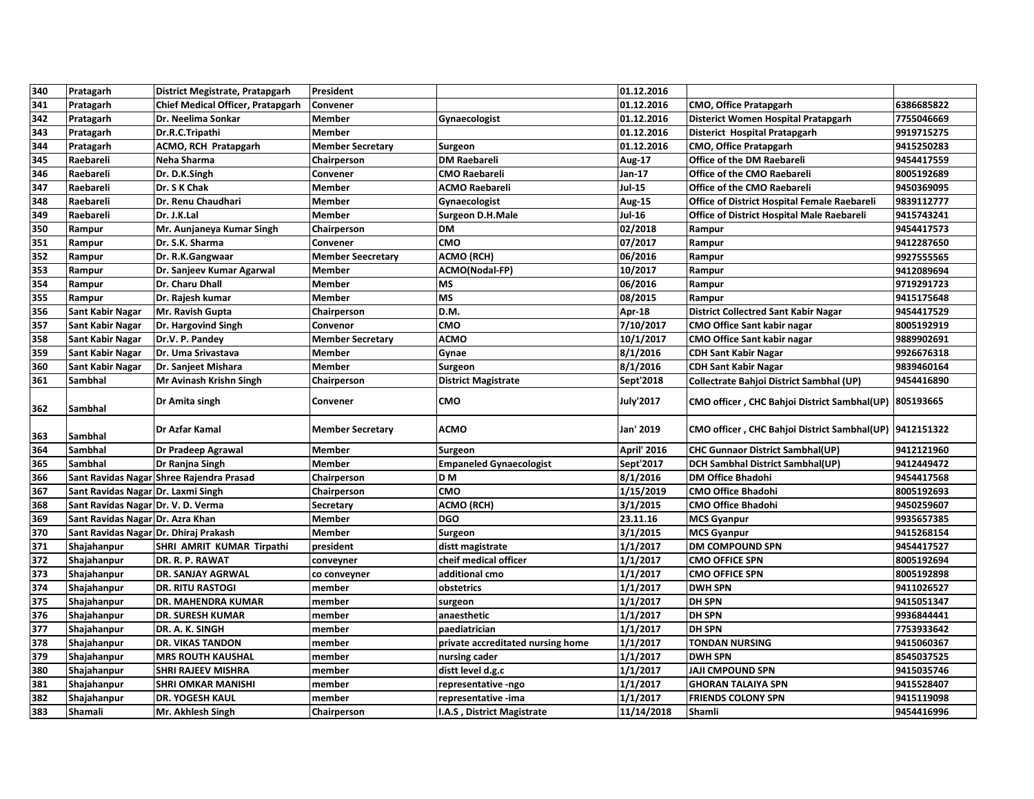| 340 | Pratagarh | District Megistrate, Pratapgarh | President |  | 01.12.2016 |  |  |
|---|---|---|---|---|---|---|---|
| 341 | Pratagarh | Chief Medical Officer, Pratapgarh | Convener |  | 01.12.2016 | CMO, Office Pratapgarh | 6386685822 |
| 342 | Pratagarh | Dr. Neelima Sonkar | Member | Gynaecologist | 01.12.2016 | Disterict Women Hospital Pratapgarh | 7755046669 |
| 343 | Pratagarh | Dr.R.C.Tripathi | Member |  | 01.12.2016 | Disterict Hospital Pratapgarh | 9919715275 |
| 344 | Pratagarh | ACMO, RCH Pratapgarh | Member Secretary | Surgeon | 01.12.2016 | CMO, Office Pratapgarh | 9415250283 |
| 345 | Raebareli | Neha Sharma | Chairperson | DM Raebareli | Aug-17 | Office of the DM Raebareli | 9454417559 |
| 346 | Raebareli | Dr. D.K.Singh | Convener | CMO Raebareli | Jan-17 | Office of the CMO Raebareli | 8005192689 |
| 347 | Raebareli | Dr. S K Chak | Member | ACMO Raebareli | Jul-15 | Office of the CMO Raebareli | 9450369095 |
| 348 | Raebareli | Dr. Renu Chaudhari | Member | Gynaecologist | Aug-15 | Office of District Hospital Female Raebareli | 9839112777 |
| 349 | Raebareli | Dr. J.K.Lal | Member | Surgeon D.H.Male | Jul-16 | Office of District Hospital Male Raebareli | 9415743241 |
| 350 | Rampur | Mr. Aunjaneya Kumar Singh | Chairperson | DM | 02/2018 | Rampur | 9454417573 |
| 351 | Rampur | Dr. S.K. Sharma | Convener | CMO | 07/2017 | Rampur | 9412287650 |
| 352 | Rampur | Dr. R.K.Gangwaar | Member Seecretary | ACMO (RCH) | 06/2016 | Rampur | 9927555565 |
| 353 | Rampur | Dr. Sanjeev Kumar Agarwal | Member | ACMO(Nodal-FP) | 10/2017 | Rampur | 9412089694 |
| 354 | Rampur | Dr. Charu Dhall | Member | MS | 06/2016 | Rampur | 9719291723 |
| 355 | Rampur | Dr. Rajesh kumar | Member | MS | 08/2015 | Rampur | 9415175648 |
| 356 | Sant Kabir Nagar | Mr. Ravish Gupta | Chairperson | D.M. | Apr-18 | District Collectred Sant Kabir Nagar | 9454417529 |
| 357 | Sant Kabir Nagar | Dr. Hargovind Singh | Convenor | CMO | 7/10/2017 | CMO Office Sant kabir nagar | 8005192919 |
| 358 | Sant Kabir Nagar | Dr.V. P. Pandey | Member Secretary | ACMO | 10/1/2017 | CMO Office Sant kabir nagar | 9889902691 |
| 359 | Sant Kabir Nagar | Dr. Uma Srivastava | Member | Gynae | 8/1/2016 | CDH Sant Kabir Nagar | 9926676318 |
| 360 | Sant Kabir Nagar | Dr. Sanjeet Mishara | Member | Surgeon | 8/1/2016 | CDH Sant Kabir Nagar | 9839460164 |
| 361 | Sambhal | Mr Avinash Krishn Singh | Chairperson | District Magistrate | Sept'2018 | Collectrate Bahjoi District Sambhal (UP) | 9454416890 |
| 362 | Sambhal | Dr Amita singh | Convener | CMO | July'2017 | CMO officer , CHC Bahjoi District Sambhal(UP) | 805193665 |
| 363 | Sambhal | Dr Azfar Kamal | Member Secretary | ACMO | Jan' 2019 | CMO officer , CHC Bahjoi District Sambhal(UP) | 9412151322 |
| 364 | Sambhal | Dr Pradeep Agrawal | Member | Surgeon | April' 2016 | CHC Gunnaor District Sambhal(UP) | 9412121960 |
| 365 | Sambhal | Dr Ranjna Singh | Member | Empaneled Gynaecologist | Sept'2017 | DCH Sambhal District Sambhal(UP) | 9412449472 |
| 366 | Sant Ravidas Nagar | Shree Rajendra Prasad | Chairperson | D M | 8/1/2016 | DM Office Bhadohi | 9454417568 |
| 367 | Sant Ravidas Nagar | Dr. Laxmi Singh | Chairperson | CMO | 1/15/2019 | CMO Office Bhadohi | 8005192693 |
| 368 | Sant Ravidas Nagar | Dr. V. D. Verma | Secretary | ACMO (RCH) | 3/1/2015 | CMO Office Bhadohi | 9450259607 |
| 369 | Sant Ravidas Nagar | Dr. Azra Khan | Member | DGO | 23.11.16 | MCS Gyanpur | 9935657385 |
| 370 | Sant Ravidas Nagar | Dr. Dhiraj Prakash | Member | Surgeon | 3/1/2015 | MCS Gyanpur | 9415268154 |
| 371 | Shajahanpur | SHRI AMRIT KUMAR Tirpathi | president | distt magistrate | 1/1/2017 | DM COMPOUND SPN | 9454417527 |
| 372 | Shajahanpur | DR. R. P. RAWAT | conveyner | cheif medical officer | 1/1/2017 | CMO OFFICE SPN | 8005192694 |
| 373 | Shajahanpur | DR. SANJAY AGRWAL | co conveyner | additional cmo | 1/1/2017 | CMO OFFICE SPN | 8005192898 |
| 374 | Shajahanpur | DR. RITU RASTOGI | member | obstetrics | 1/1/2017 | DWH SPN | 9411026527 |
| 375 | Shajahanpur | DR. MAHENDRA KUMAR | member | surgeon | 1/1/2017 | DH SPN | 9415051347 |
| 376 | Shajahanpur | DR. SURESH KUMAR | member | anaesthetic | 1/1/2017 | DH SPN | 9936844441 |
| 377 | Shajahanpur | DR. A. K. SINGH | member | paediatrician | 1/1/2017 | DH SPN | 7753933642 |
| 378 | Shajahanpur | DR. VIKAS TANDON | member | private accreditated nursing home | 1/1/2017 | TONDAN NURSING | 9415060367 |
| 379 | Shajahanpur | MRS ROUTH KAUSHAL | member | nursing cader | 1/1/2017 | DWH SPN | 8545037525 |
| 380 | Shajahanpur | SHRI RAJEEV MISHRA | member | distt level d.g.c | 1/1/2017 | JAJI CMPOUND SPN | 9415035746 |
| 381 | Shajahanpur | SHRI OMKAR MANISHI | member | representative -ngo | 1/1/2017 | GHORAN TALAIYA SPN | 9415528407 |
| 382 | Shajahanpur | DR. YOGESH KAUL | member | representative -ima | 1/1/2017 | FRIENDS COLONY SPN | 9415119098 |
| 383 | Shamali | Mr. Akhlesh Singh | Chairperson | I.A.S , District Magistrate | 11/14/2018 | Shamli | 9454416996 |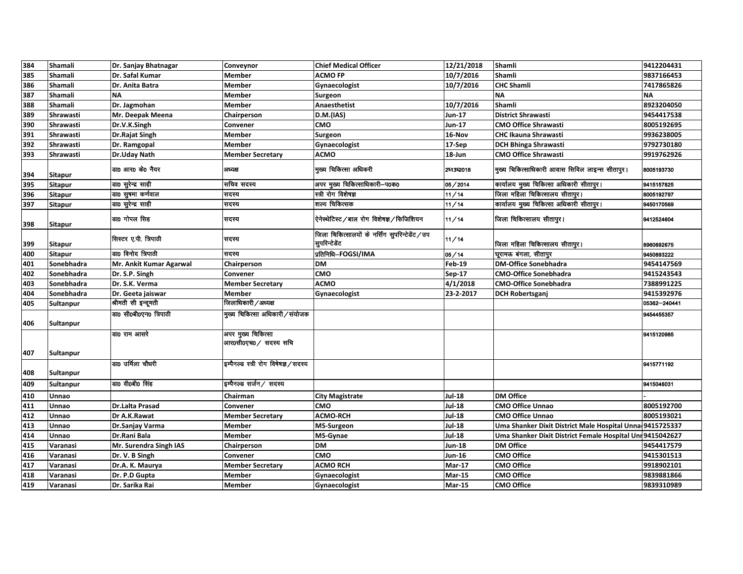| | | | | | | | |
|---|---|---|---|---|---|---|---|
| 384 | Shamali | Dr. Sanjay Bhatnagar | Conveynor | Chief Medical Officer | 12/21/2018 | Shamli | 9412204431 |
| 385 | Shamali | Dr. Safal Kumar | Member | ACMO FP | 10/7/2016 | Shamli | 9837166453 |
| 386 | Shamali | Dr. Anita Batra | Member | Gynaecologist | 10/7/2016 | CHC Shamli | 7417865826 |
| 387 | Shamali | NA | Member | Surgeon | | NA | NA |
| 388 | Shamali | Dr. Jagmohan | Member | Anaesthetist | 10/7/2016 | Shamli | 8923204050 |
| 389 | Shrawasti | Mr. Deepak Meena | Chairperson | D.M.(IAS) | Jun-17 | District Shrawasti | 9454417538 |
| 390 | Shrawasti | Dr.V.K.Singh | Convener | CMO | Jun-17 | CMO Office Shrawasti | 8005192695 |
| 391 | Shrawasti | Dr.Rajat Singh | Member | Surgeon | 16-Nov | CHC Ikauna Shrawasti | 9936238005 |
| 392 | Shrawasti | Dr. Ramgopal | Member | Gynaecologist | 17-Sep | DCH Bhinga Shrawasti | 9792730180 |
| 393 | Shrawasti | Dr.Uday Nath | Member Secretary | ACMO | 18-Jun | CMO Office Shrawasti | 9919762926 |
| 394 | Sitapur | डा0 आर0 के0 नैयर | अध्यक्ष | मुख्य चिकित्सा अधिकारी | 2ध्13ध्2018 | मुख्य चिकित्साधिकारी आवास सिविल लाइन्स सीतापुर। | 8005193730 |
| 395 | Sitapur | डा0 सुरेन्द्र साही | सचिव सदस्य | अपर मुख्य चिकित्साधिकारी–प0क0 | 05/2014 | कार्यालय मुख्य चिकित्सा अधिकारी सीतापुर। | 9415157825 |
| 396 | Sitapur | डा0 सुषमा कर्णवाल | सदस्य | स्त्री रोग विशेषज्ञ | 11/14 | जिला महिला चिकित्सालय सीतापुर। | 8005192797 |
| 397 | Sitapur | डा0 सुरेन्द्र साही | सदस्य | शल्य चिकित्सक | 11/14 | कार्यालय मुख्य चिकित्सा अधिकारी सीतापुर। | 9450170569 |
| 398 | Sitapur | डा0 गोपल सिह | सदस्य | ऐनेस्थेटिस्ट/बाल रोग विशेषज्ञ/फिजिशियन | 11/14 | जिला चिकित्सालय सीतापुर। | 9412524604 |
| 399 | Sitapur | सिस्टर ए.पी. त्रिपाठी | सदस्य | जिला चिकित्सालयों के नर्सिंग सुपरिन्टेडेंट/उप सुपरिन्टेडेंट | 11/14 | जिला महिला चिकित्सालय सीतापुर। | 8960692675 |
| 400 | Sitapur | डा0 विनोद त्रिपाठी | सदस्य | प्रतिनिधि–FOGSI/IMA | 05/14 | घूरामऊ बंगला, सीतापुर | 9450893222 |
| 401 | Sonebhadra | Mr. Ankit Kumar Agarwal | Chairperson | DM | Feb-19 | DM-Office Sonebhadra | 9454147569 |
| 402 | Sonebhadra | Dr. S.P. Singh | Convener | CMO | Sep-17 | CMO-Office Sonebhadra | 9415243543 |
| 403 | Sonebhadra | Dr. S.K. Verma | Member Secretary | ACMO | 4/1/2018 | CMO-Office Sonebhadra | 7388991225 |
| 404 | Sonebhadra | Dr. Geeta jaiswar | Member | Gynaecologist | 23-2-2017 | DCH Robertsganj | 9415392976 |
| 405 | Sultanpur | श्रीमती सी इन्दूमती | जिलाधिकारी/अध्यक्ष | | | | 05362–240441 |
| 406 | Sultanpur | डा0 सी0बी0एन0 त्रिपाठी | मुख्य चिकित्सा अधिकारी/संयोजक | | | | 9454455357 |
| 407 | Sultanpur | डा0 राम आसरे | अपर मुख्य चिकित्सा आर0सी0एच0/ सदस्य सचि | | | | 9415120985 |
| 408 | Sultanpur | डा0 उर्मिला चौधरी | इम्पैनल्ड स्त्री रोग विषेषज्ञ/सदस्य | | | | 9415771192 |
| 409 | Sultanpur | डा0 वी0बी0 सिंह | इम्पैनल्ड सर्जन/ सदस्य | | | | 9415046031 |
| 410 | Unnao | | Chairman | City Magistrate | Jul-18 | DM Office | - |
| 411 | Unnao | Dr.Lalta Prasad | Convener | CMO | Jul-18 | CMO Office Unnao | 8005192700 |
| 412 | Unnao | Dr A.K.Rawat | Member Secretary | ACMO-RCH | Jul-18 | CMO Office Unnao | 8005193021 |
| 413 | Unnao | Dr.Sanjay Varma | Member | MS-Surgeon | Jul-18 | Uma Shanker Dixit District Male Hospital Unna | 9415725337 |
| 414 | Unnao | Dr.Rani Bala | Member | MS-Gynae | Jul-18 | Uma Shanker Dixit District Female Hospital Unr | 9415042627 |
| 415 | Varanasi | Mr. Surendra Singh IAS | Chairperson | DM | Jun-18 | DM Office | 9454417579 |
| 416 | Varanasi | Dr. V. B Singh | Convener | CMO | Jun-16 | CMO Office | 9415301513 |
| 417 | Varanasi | Dr.A. K. Maurya | Member Secretary | ACMO RCH | Mar-17 | CMO Office | 9918902101 |
| 418 | Varanasi | Dr. P.D Gupta | Member | Gynaecologist | Mar-15 | CMO Office | 9839881866 |
| 419 | Varanasi | Dr. Sarika Rai | Member | Gynaecologist | Mar-15 | CMO Office | 9839310989 |